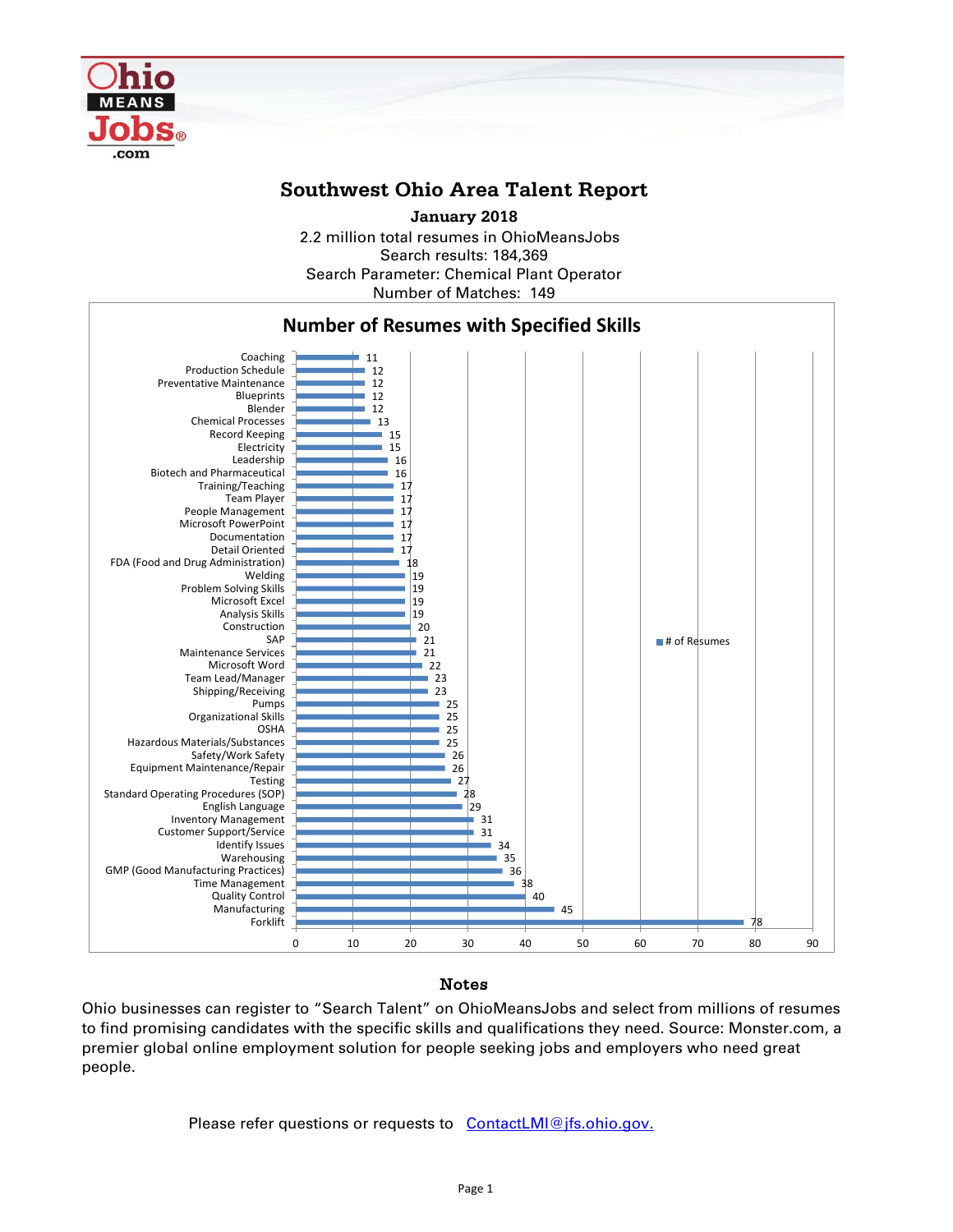# Southwest Ohio Area Talent Report

**January 2018**

2.2 million total resumes in OhioMeansJobs
Search results: 184,369
Search Parameter: Chemical Plant Operator
Number of Matches: 149

## Number of Resumes with Specified Skills

| Skill | # of Resumes |
|---|---|
| Coaching | 11 |
| Production Schedule | 12 |
| Preventative Maintenance | 12 |
| Blueprints | 12 |
| Blender | 12 |
| Chemical Processes | 13 |
| Record Keeping | 15 |
| Electricity | 15 |
| Leadership | 16 |
| Biotech and Pharmaceutical | 16 |
| Training/Teaching | 17 |
| Team Player | 17 |
| People Management | 17 |
| Microsoft PowerPoint | 17 |
| Documentation | 17 |
| Detail Oriented | 17 |
| FDA (Food and Drug Administration) | 18 |
| Welding | 19 |
| Problem Solving Skills | 19 |
| Microsoft Excel | 19 |
| Analysis Skills | 19 |
| Construction | 20 |
| SAP | 21 |
| Maintenance Services | 21 |
| Microsoft Word | 22 |
| Team Lead/Manager | 23 |
| Shipping/Receiving | 23 |
| Pumps | 25 |
| Organizational Skills | 25 |
| OSHA | 25 |
| Hazardous Materials/Substances | 25 |
| Safety/Work Safety | 26 |
| Equipment Maintenance/Repair | 26 |
| Testing | 27 |
| Standard Operating Procedures (SOP) | 28 |
| English Language | 29 |
| Inventory Management | 31 |
| Customer Support/Service | 31 |
| Identify Issues | 34 |
| Warehousing | 35 |
| GMP (Good Manufacturing Practices) | 36 |
| Time Management | 38 |
| Quality Control | 40 |
| Manufacturing | 45 |
| Forklift | 78 |

## Notes

Ohio businesses can register to "Search Talent" on OhioMeansJobs and select from millions of resumes to find promising candidates with the specific skills and qualifications they need. Source: Monster.com, a premier global online employment solution for people seeking jobs and employers who need great people.

Please refer questions or requests to ContactLMI@jfs.ohio.gov.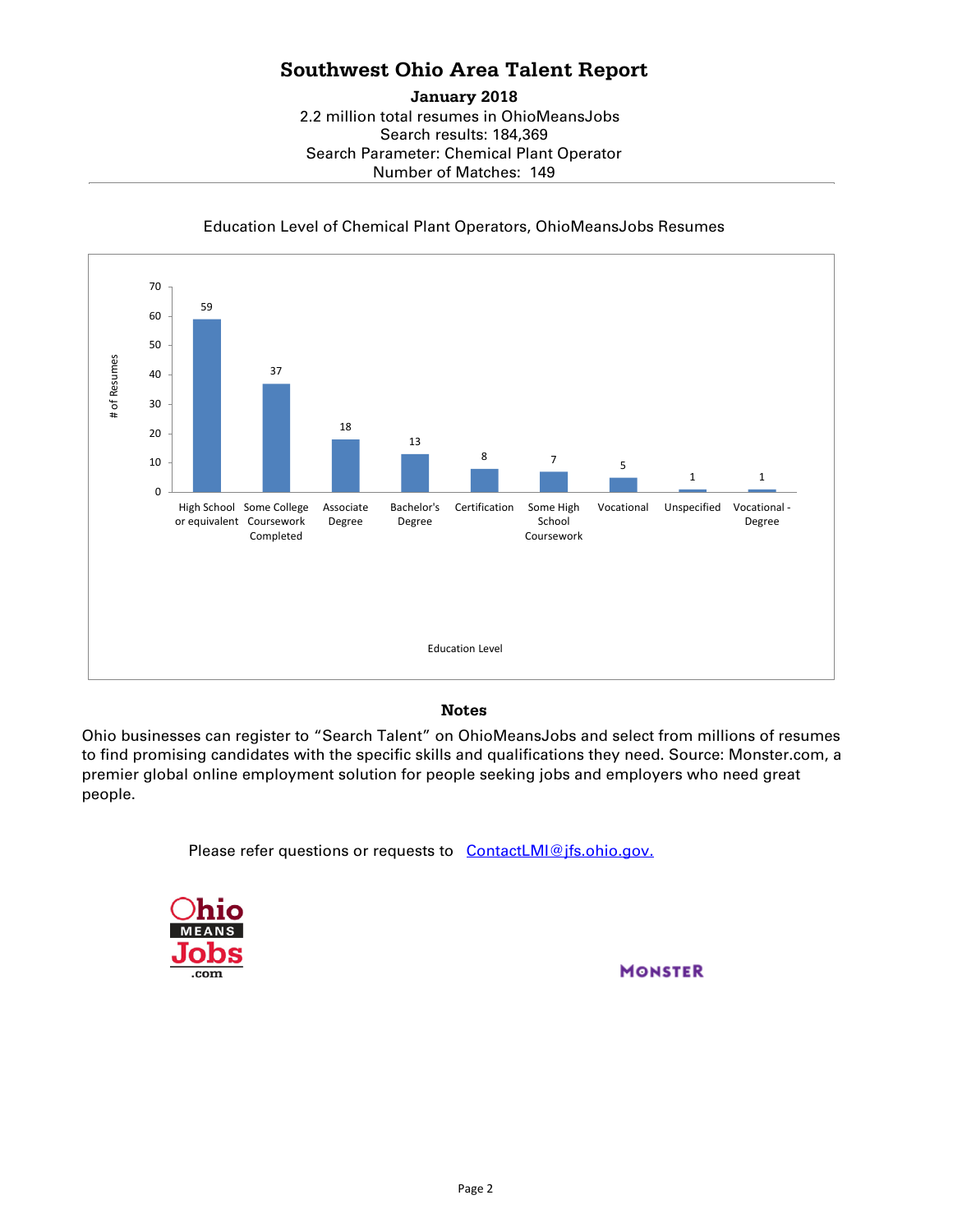# Southwest Ohio Area Talent Report

**January 2018**

2.2 million total resumes in OhioMeansJobs

Search results: 184,369

Search Parameter: Chemical Plant Operator

Number of Matches: 149

Education Level of Chemical Plant Operators, OhioMeansJobs Resumes

# of Resumes

70
60
50
40
30
20
10
0

59
37
18
13
8
7
5
1
1

High School or equivalent
Some College Coursework Completed
Associate Degree
Bachelor's Degree
Certification
Some High School Coursework
Vocational
Unspecified
Vocational - Degree

Education Level

**Notes**

Ohio businesses can register to "Search Talent" on OhioMeansJobs and select from millions of resumes to find promising candidates with the specific skills and qualifications they need. Source: Monster.com, a premier global online employment solution for people seeking jobs and employers who need great people.

Please refer questions or requests to [ContactLMI@jfs.ohio.gov.](mailto:ContactLMI@jfs.ohio.gov)

Ohio MEANS Jobs .com

MONSTER